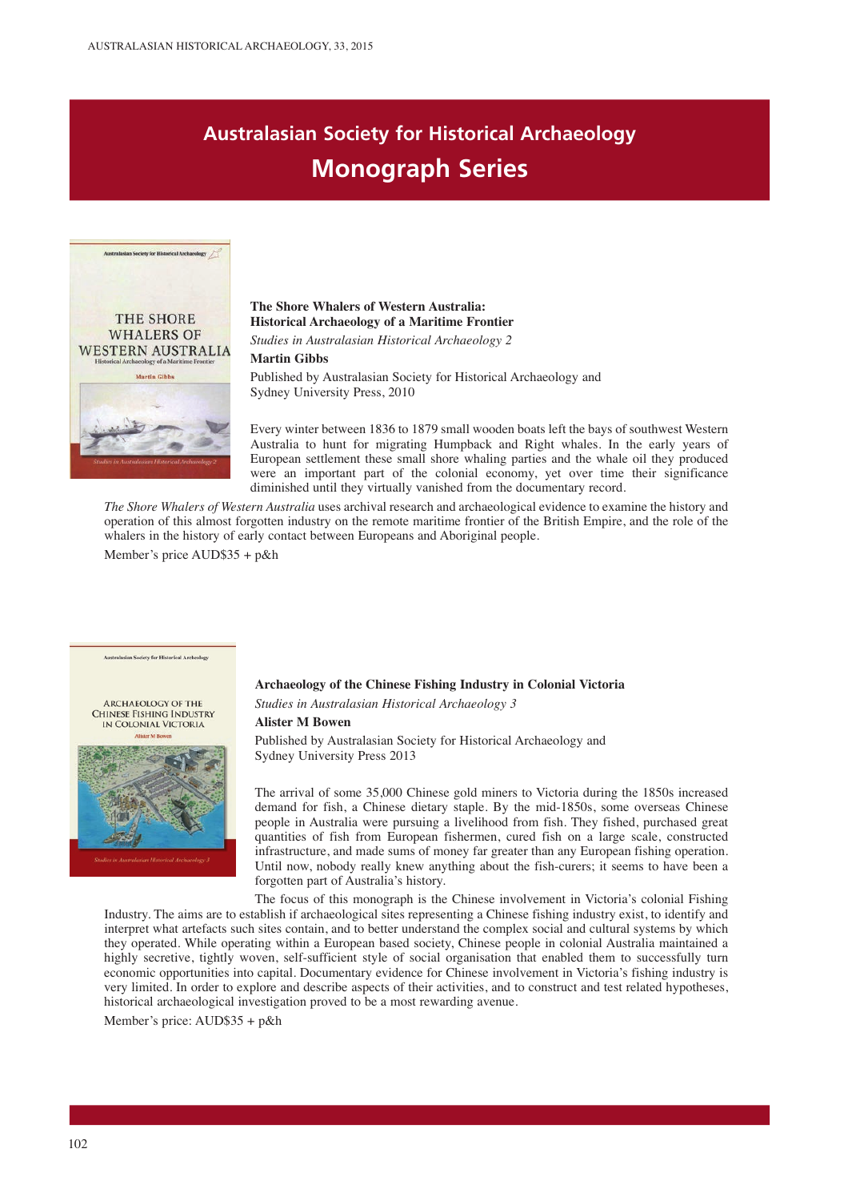# Australasian Society for Historical Archaeology
## Monograph Series

**The Shore Whalers of Western Australia: Historical Archaeology of a Maritime Frontier**
*Studies in Australasian Historical Archaeology 2*
**Martin Gibbs**
Published by Australasian Society for Historical Archaeology and Sydney University Press, 2010

Every winter between 1836 to 1879 small wooden boats left the bays of southwest Western Australia to hunt for migrating Humpback and Right whales. In the early years of European settlement these small shore whaling parties and the whale oil they produced were an important part of the colonial economy, yet over time their significance diminished until they virtually vanished from the documentary record.

*The Shore Whalers of Western Australia* uses archival research and archaeological evidence to examine the history and operation of this almost forgotten industry on the remote maritime frontier of the British Empire, and the role of the whalers in the history of early contact between Europeans and Aboriginal people.

Member's price AUD$35 + p&h

**Archaeology of the Chinese Fishing Industry in Colonial Victoria**
*Studies in Australasian Historical Archaeology 3*
**Alister M Bowen**
Published by Australasian Society for Historical Archaeology and Sydney University Press 2013

The arrival of some 35,000 Chinese gold miners to Victoria during the 1850s increased demand for fish, a Chinese dietary staple. By the mid-1850s, some overseas Chinese people in Australia were pursuing a livelihood from fish. They fished, purchased great quantities of fish from European fishermen, cured fish on a large scale, constructed infrastructure, and made sums of money far greater than any European fishing operation. Until now, nobody really knew anything about the fish-curers; it seems to have been a forgotten part of Australia's history.

The focus of this monograph is the Chinese involvement in Victoria's colonial Fishing Industry. The aims are to establish if archaeological sites representing a Chinese fishing industry exist, to identify and interpret what artefacts such sites contain, and to better understand the complex social and cultural systems by which they operated. While operating within a European based society, Chinese people in colonial Australia maintained a highly secretive, tightly woven, self-sufficient style of social organisation that enabled them to successfully turn economic opportunities into capital. Documentary evidence for Chinese involvement in Victoria's fishing industry is very limited. In order to explore and describe aspects of their activities, and to construct and test related hypotheses, historical archaeological investigation proved to be a most rewarding avenue.

Member's price: AUD$35 + p&h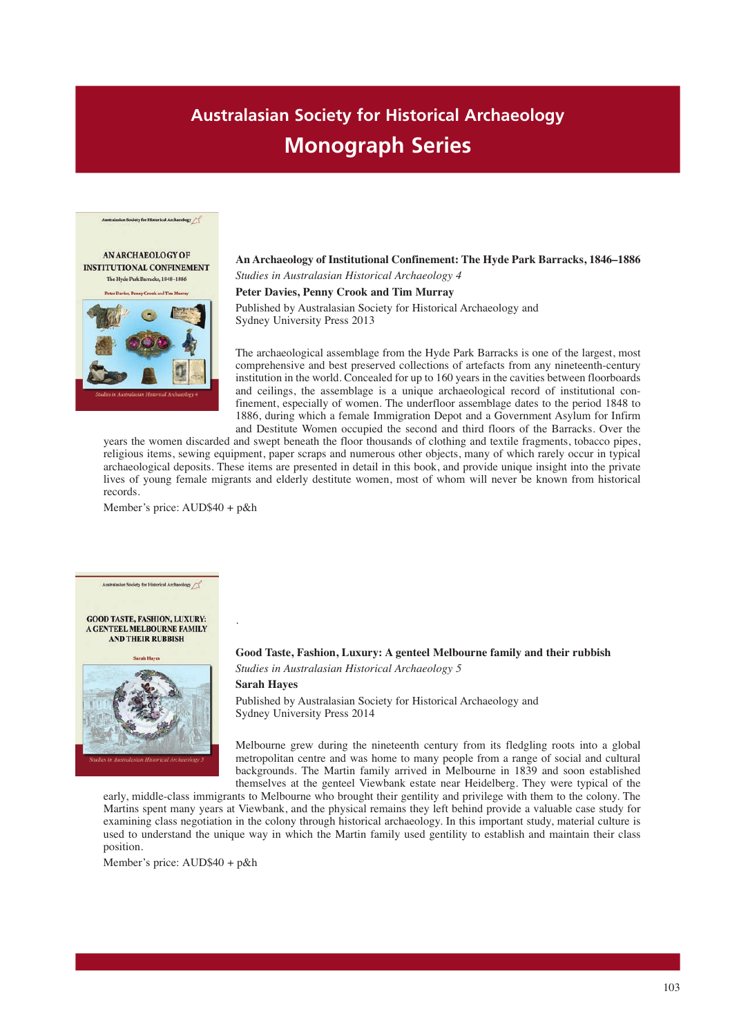# Australasian Society for Historical Archaeology

## Monograph Series

**An Archaeology of Institutional Confinement: The Hyde Park Barracks, 1846–1886**

*Studies in Australasian Historical Archaeology 4*

**Peter Davies, Penny Crook and Tim Murray**

Published by Australasian Society for Historical Archaeology and Sydney University Press 2013

The archaeological assemblage from the Hyde Park Barracks is one of the largest, most comprehensive and best preserved collections of artefacts from any nineteenth-century institution in the world. Concealed for up to 160 years in the cavities between floorboards and ceilings, the assemblage is a unique archaeological record of institutional confinement, especially of women. The underfloor assemblage dates to the period 1848 to 1886, during which a female Immigration Depot and a Government Asylum for Infirm and Destitute Women occupied the second and third floors of the Barracks. Over the years the women discarded and swept beneath the floor thousands of clothing and textile fragments, tobacco pipes, religious items, sewing equipment, paper scraps and numerous other objects, many of which rarely occur in typical archaeological deposits. These items are presented in detail in this book, and provide unique insight into the private lives of young female migrants and elderly destitute women, most of whom will never be known from historical records.

Member's price: AUD$40 + p&h

**Good Taste, Fashion, Luxury: A genteel Melbourne family and their rubbish**

*Studies in Australasian Historical Archaeology 5*

**Sarah Hayes**

Published by Australasian Society for Historical Archaeology and Sydney University Press 2014

Melbourne grew during the nineteenth century from its fledgling roots into a global metropolitan centre and was home to many people from a range of social and cultural backgrounds. The Martin family arrived in Melbourne in 1839 and soon established themselves at the genteel Viewbank estate near Heidelberg. They were typical of the early, middle-class immigrants to Melbourne who brought their gentility and privilege with them to the colony. The Martins spent many years at Viewbank, and the physical remains they left behind provide a valuable case study for examining class negotiation in the colony through historical archaeology. In this important study, material culture is used to understand the unique way in which the Martin family used gentility to establish and maintain their class position.

Member's price: AUD$40 + p&h